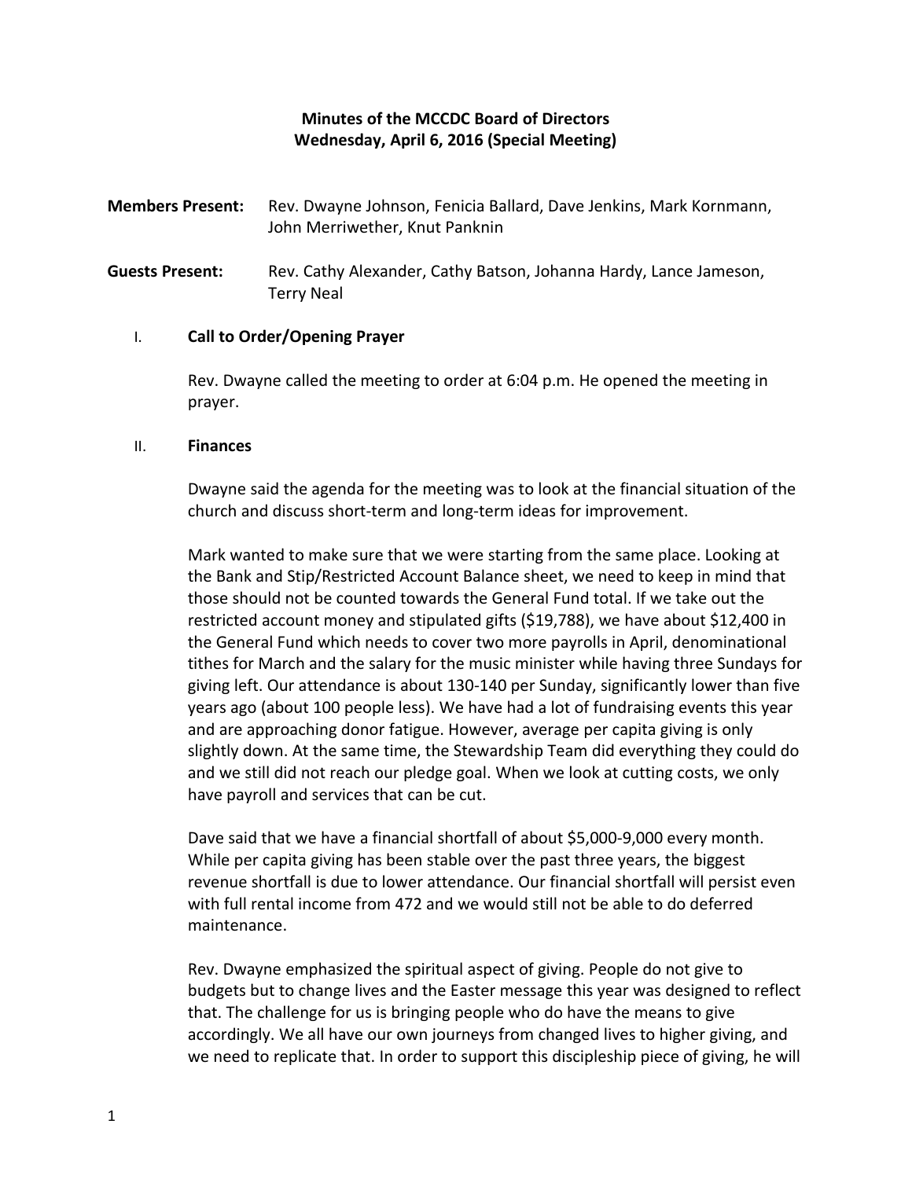# Minutes of the MCCDC Board of Directors
## Wednesday, April 6, 2016 (Special Meeting)

**Members Present:** Rev. Dwayne Johnson, Fenicia Ballard, Dave Jenkins, Mark Kornmann, John Merriwether, Knut Panknin

**Guests Present:** Rev. Cathy Alexander, Cathy Batson, Johanna Hardy, Lance Jameson, Terry Neal

I. **Call to Order/Opening Prayer**

Rev. Dwayne called the meeting to order at 6:04 p.m. He opened the meeting in prayer.

II. **Finances**

Dwayne said the agenda for the meeting was to look at the financial situation of the church and discuss short-term and long-term ideas for improvement.

Mark wanted to make sure that we were starting from the same place. Looking at the Bank and Stip/Restricted Account Balance sheet, we need to keep in mind that those should not be counted towards the General Fund total. If we take out the restricted account money and stipulated gifts ($19,788), we have about $12,400 in the General Fund which needs to cover two more payrolls in April, denominational tithes for March and the salary for the music minister while having three Sundays for giving left. Our attendance is about 130-140 per Sunday, significantly lower than five years ago (about 100 people less). We have had a lot of fundraising events this year and are approaching donor fatigue. However, average per capita giving is only slightly down. At the same time, the Stewardship Team did everything they could do and we still did not reach our pledge goal. When we look at cutting costs, we only have payroll and services that can be cut.

Dave said that we have a financial shortfall of about $5,000-9,000 every month. While per capita giving has been stable over the past three years, the biggest revenue shortfall is due to lower attendance. Our financial shortfall will persist even with full rental income from 472 and we would still not be able to do deferred maintenance.

Rev. Dwayne emphasized the spiritual aspect of giving. People do not give to budgets but to change lives and the Easter message this year was designed to reflect that. The challenge for us is bringing people who do have the means to give accordingly. We all have our own journeys from changed lives to higher giving, and we need to replicate that. In order to support this discipleship piece of giving, he will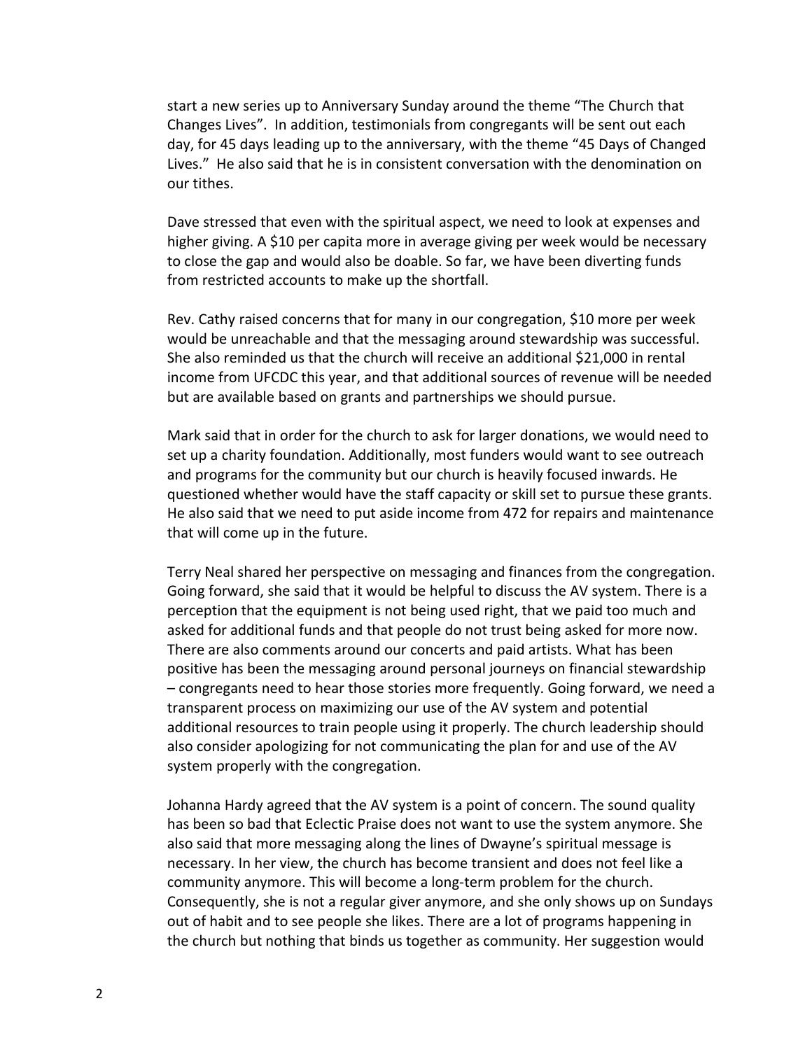start a new series up to Anniversary Sunday around the theme "The Church that Changes Lives". In addition, testimonials from congregants will be sent out each day, for 45 days leading up to the anniversary, with the theme "45 Days of Changed Lives." He also said that he is in consistent conversation with the denomination on our tithes.

Dave stressed that even with the spiritual aspect, we need to look at expenses and higher giving. A $10 per capita more in average giving per week would be necessary to close the gap and would also be doable. So far, we have been diverting funds from restricted accounts to make up the shortfall.

Rev. Cathy raised concerns that for many in our congregation, $10 more per week would be unreachable and that the messaging around stewardship was successful. She also reminded us that the church will receive an additional $21,000 in rental income from UFCDC this year, and that additional sources of revenue will be needed but are available based on grants and partnerships we should pursue.

Mark said that in order for the church to ask for larger donations, we would need to set up a charity foundation. Additionally, most funders would want to see outreach and programs for the community but our church is heavily focused inwards. He questioned whether would have the staff capacity or skill set to pursue these grants. He also said that we need to put aside income from 472 for repairs and maintenance that will come up in the future.

Terry Neal shared her perspective on messaging and finances from the congregation. Going forward, she said that it would be helpful to discuss the AV system. There is a perception that the equipment is not being used right, that we paid too much and asked for additional funds and that people do not trust being asked for more now. There are also comments around our concerts and paid artists. What has been positive has been the messaging around personal journeys on financial stewardship – congregants need to hear those stories more frequently. Going forward, we need a transparent process on maximizing our use of the AV system and potential additional resources to train people using it properly. The church leadership should also consider apologizing for not communicating the plan for and use of the AV system properly with the congregation.

Johanna Hardy agreed that the AV system is a point of concern. The sound quality has been so bad that Eclectic Praise does not want to use the system anymore. She also said that more messaging along the lines of Dwayne's spiritual message is necessary. In her view, the church has become transient and does not feel like a community anymore. This will become a long-term problem for the church. Consequently, she is not a regular giver anymore, and she only shows up on Sundays out of habit and to see people she likes. There are a lot of programs happening in the church but nothing that binds us together as community. Her suggestion would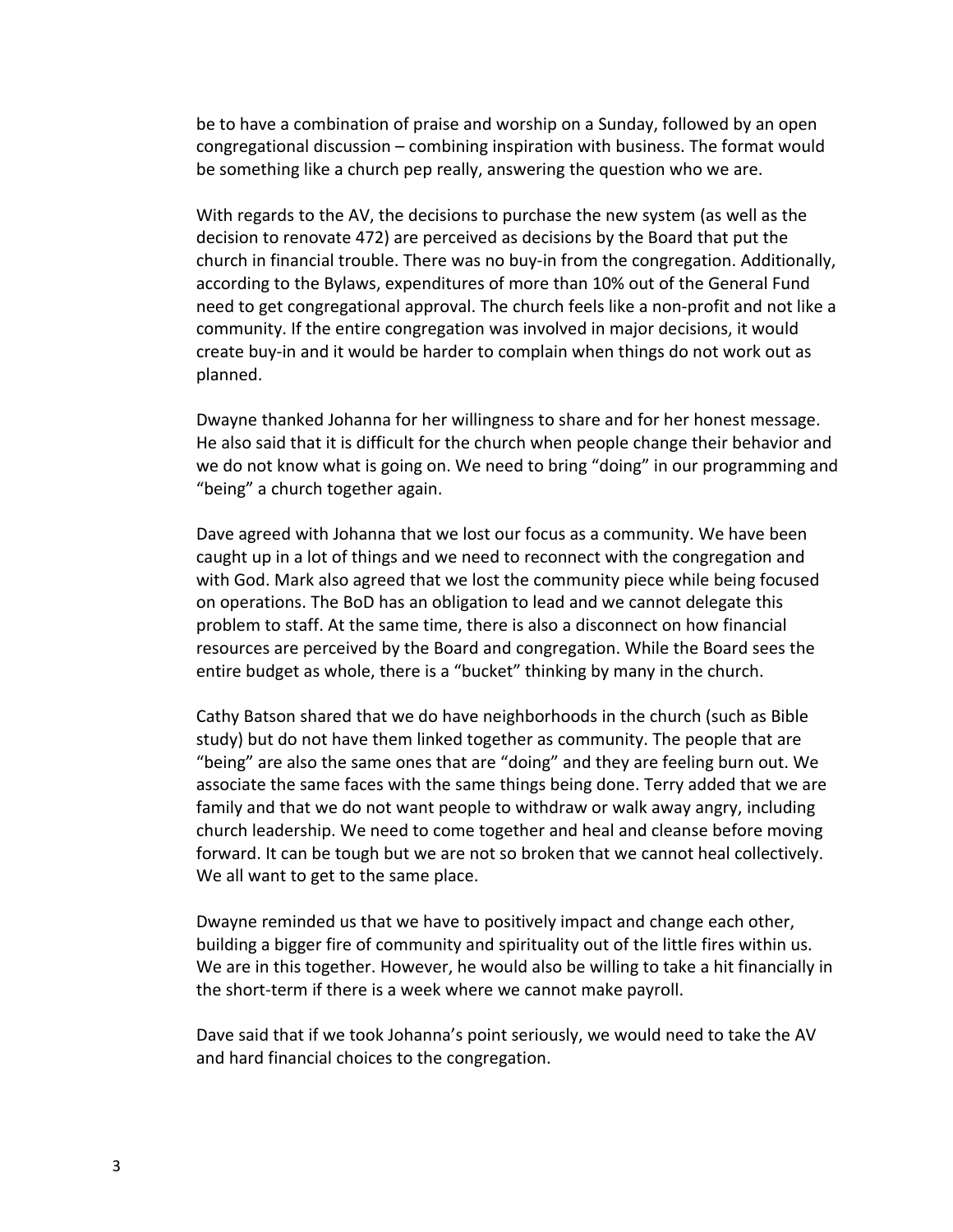be to have a combination of praise and worship on a Sunday, followed by an open congregational discussion – combining inspiration with business. The format would be something like a church pep really, answering the question who we are.

With regards to the AV, the decisions to purchase the new system (as well as the decision to renovate 472) are perceived as decisions by the Board that put the church in financial trouble. There was no buy-in from the congregation. Additionally, according to the Bylaws, expenditures of more than 10% out of the General Fund need to get congregational approval. The church feels like a non-profit and not like a community. If the entire congregation was involved in major decisions, it would create buy-in and it would be harder to complain when things do not work out as planned.

Dwayne thanked Johanna for her willingness to share and for her honest message. He also said that it is difficult for the church when people change their behavior and we do not know what is going on. We need to bring "doing" in our programming and "being" a church together again.

Dave agreed with Johanna that we lost our focus as a community. We have been caught up in a lot of things and we need to reconnect with the congregation and with God. Mark also agreed that we lost the community piece while being focused on operations. The BoD has an obligation to lead and we cannot delegate this problem to staff. At the same time, there is also a disconnect on how financial resources are perceived by the Board and congregation. While the Board sees the entire budget as whole, there is a "bucket" thinking by many in the church.

Cathy Batson shared that we do have neighborhoods in the church (such as Bible study) but do not have them linked together as community. The people that are "being" are also the same ones that are "doing" and they are feeling burn out. We associate the same faces with the same things being done. Terry added that we are family and that we do not want people to withdraw or walk away angry, including church leadership. We need to come together and heal and cleanse before moving forward. It can be tough but we are not so broken that we cannot heal collectively. We all want to get to the same place.

Dwayne reminded us that we have to positively impact and change each other, building a bigger fire of community and spirituality out of the little fires within us. We are in this together. However, he would also be willing to take a hit financially in the short-term if there is a week where we cannot make payroll.

Dave said that if we took Johanna's point seriously, we would need to take the AV and hard financial choices to the congregation.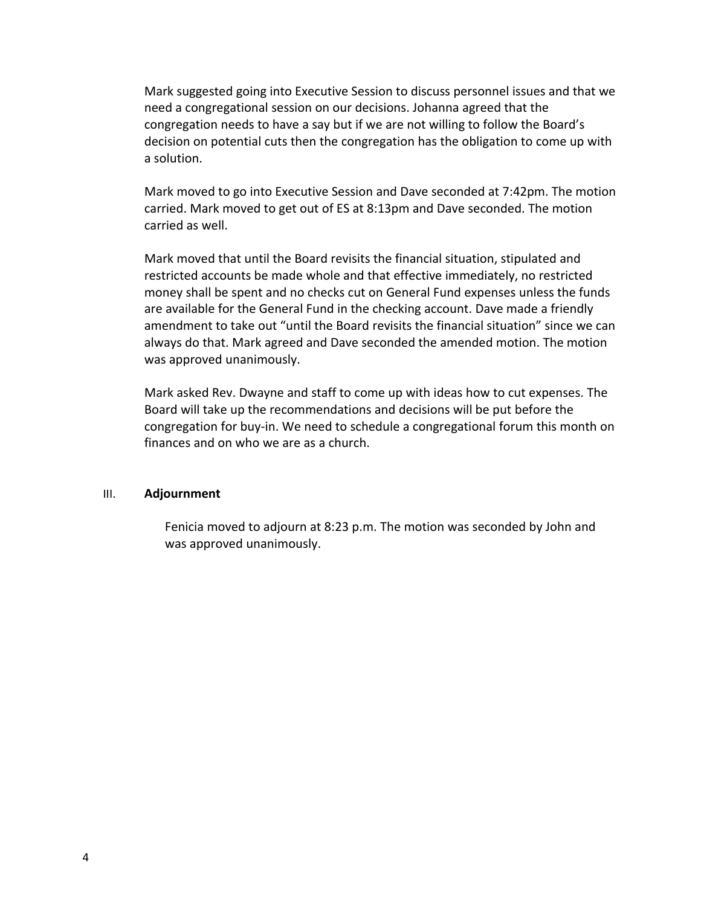Mark suggested going into Executive Session to discuss personnel issues and that we need a congregational session on our decisions. Johanna agreed that the congregation needs to have a say but if we are not willing to follow the Board's decision on potential cuts then the congregation has the obligation to come up with a solution.

Mark moved to go into Executive Session and Dave seconded at 7:42pm. The motion carried. Mark moved to get out of ES at 8:13pm and Dave seconded. The motion carried as well.

Mark moved that until the Board revisits the financial situation, stipulated and restricted accounts be made whole and that effective immediately, no restricted money shall be spent and no checks cut on General Fund expenses unless the funds are available for the General Fund in the checking account. Dave made a friendly amendment to take out "until the Board revisits the financial situation" since we can always do that. Mark agreed and Dave seconded the amended motion. The motion was approved unanimously.

Mark asked Rev. Dwayne and staff to come up with ideas how to cut expenses. The Board will take up the recommendations and decisions will be put before the congregation for buy-in. We need to schedule a congregational forum this month on finances and on who we are as a church.

## III. **Adjournment**

Fenicia moved to adjourn at 8:23 p.m. The motion was seconded by John and was approved unanimously.